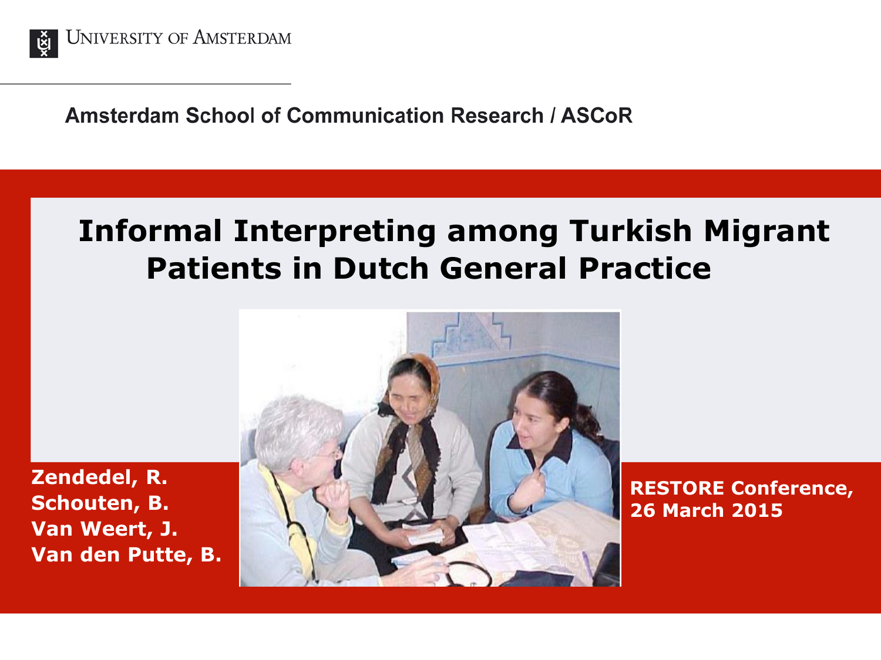University of Amsterdam

Amsterdam School of Communication Research / ASCoR

# Informal Interpreting among Turkish Migrant Patients in Dutch General Practice

**Zendedel, R.**
**Schouten, B.**
**Van Weert, J.**
**Van den Putte, B.**

**RESTORE Conference, 26 March 2015**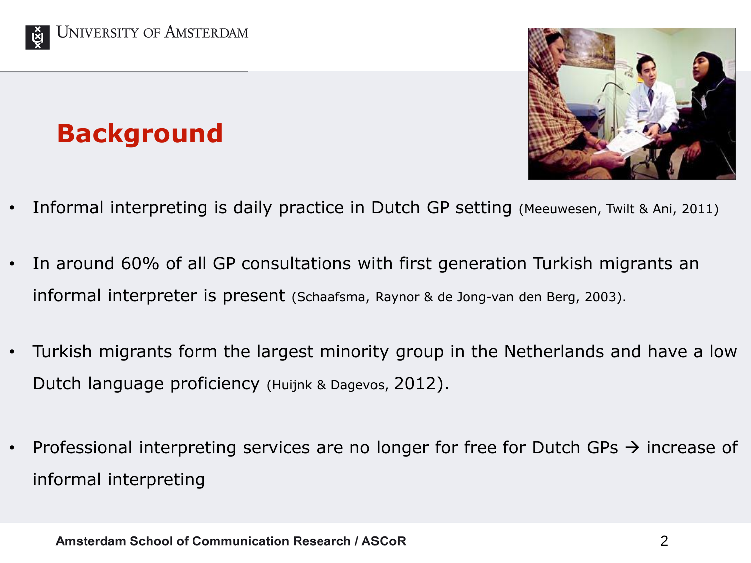# Background

- Informal interpreting is daily practice in Dutch GP setting (Meeuwesen, Twilt & Ani, 2011)
- In around 60% of all GP consultations with first generation Turkish migrants an informal interpreter is present (Schaafsma, Raynor & de Jong-van den Berg, 2003).
- Turkish migrants form the largest minority group in the Netherlands and have a low Dutch language proficiency (Huijnk & Dagevos, 2012).
- Professional interpreting services are no longer for free for Dutch GPs → increase of informal interpreting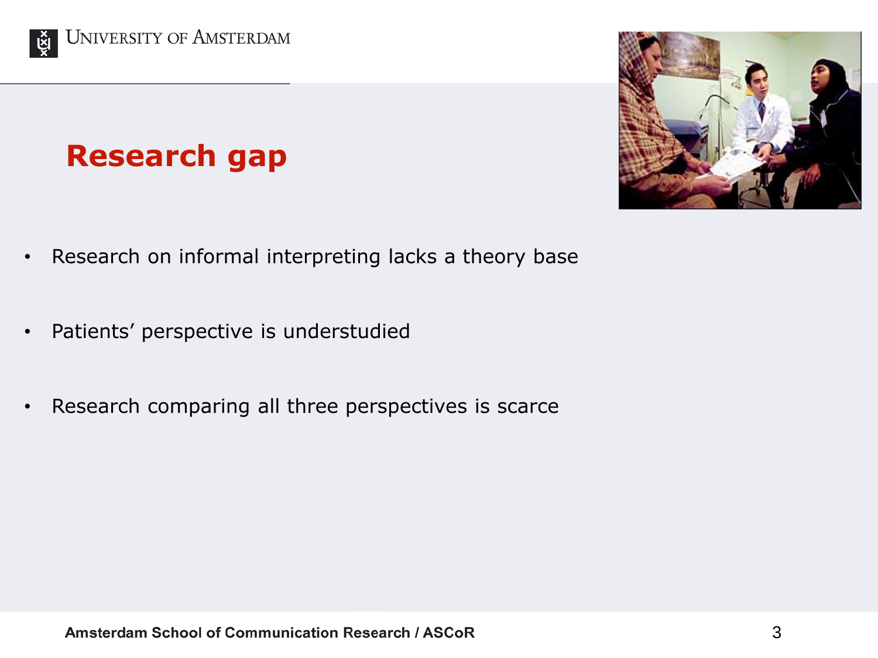## Research gap

- Research on informal interpreting lacks a theory base
- Patients' perspective is understudied
- Research comparing all three perspectives is scarce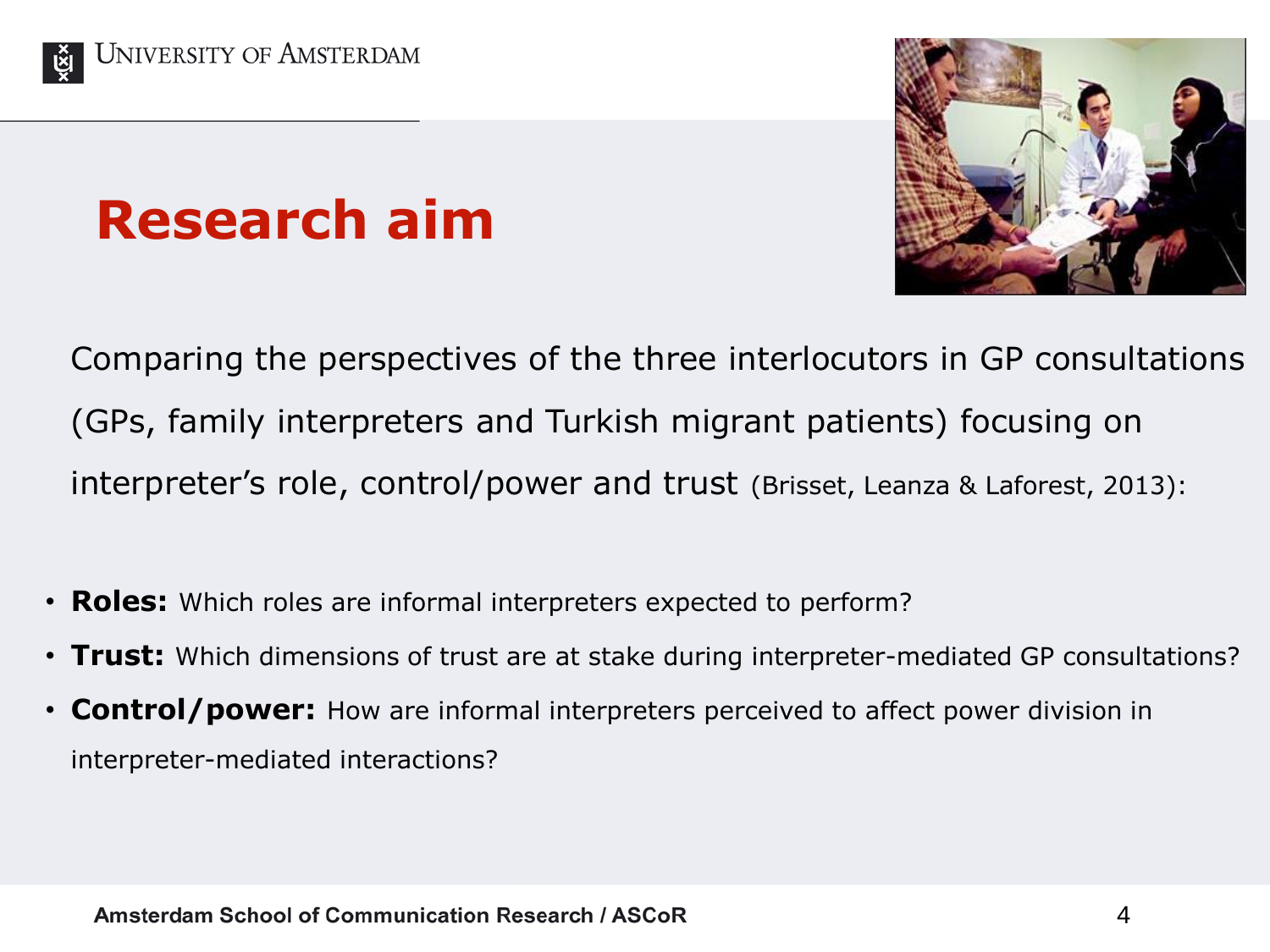# Research aim

Comparing the perspectives of the three interlocutors in GP consultations (GPs, family interpreters and Turkish migrant patients) focusing on interpreter's role, control/power and trust (Brisset, Leanza & Laforest, 2013):

- **Roles:** Which roles are informal interpreters expected to perform?
- **Trust:** Which dimensions of trust are at stake during interpreter-mediated GP consultations?
- **Control/power:** How are informal interpreters perceived to affect power division in interpreter-mediated interactions?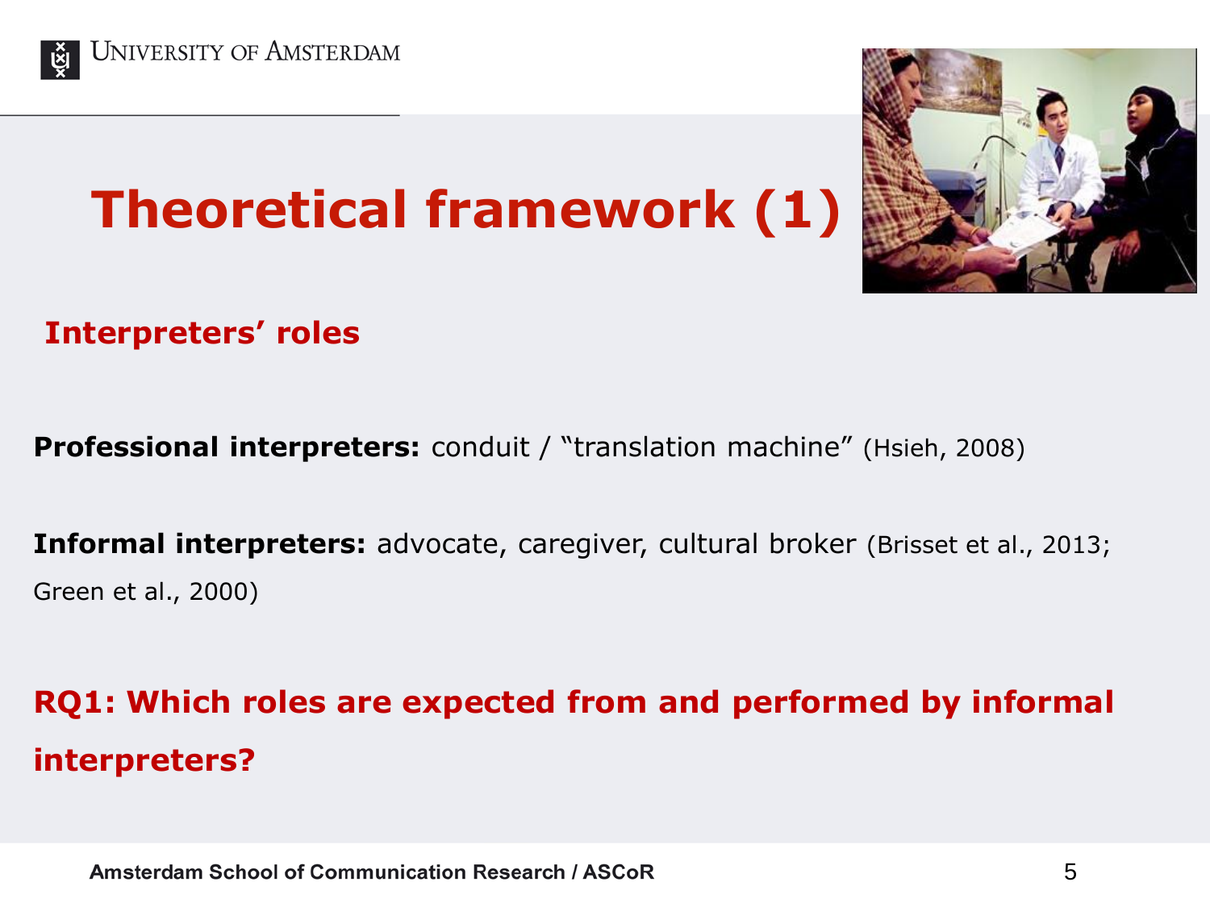# Theoretical framework (1)

## Interpreters' roles

**Professional interpreters:** conduit / "translation machine" (Hsieh, 2008)

**Informal interpreters:** advocate, caregiver, cultural broker (Brisset et al., 2013; Green et al., 2000)

**RQ1: Which roles are expected from and performed by informal interpreters?**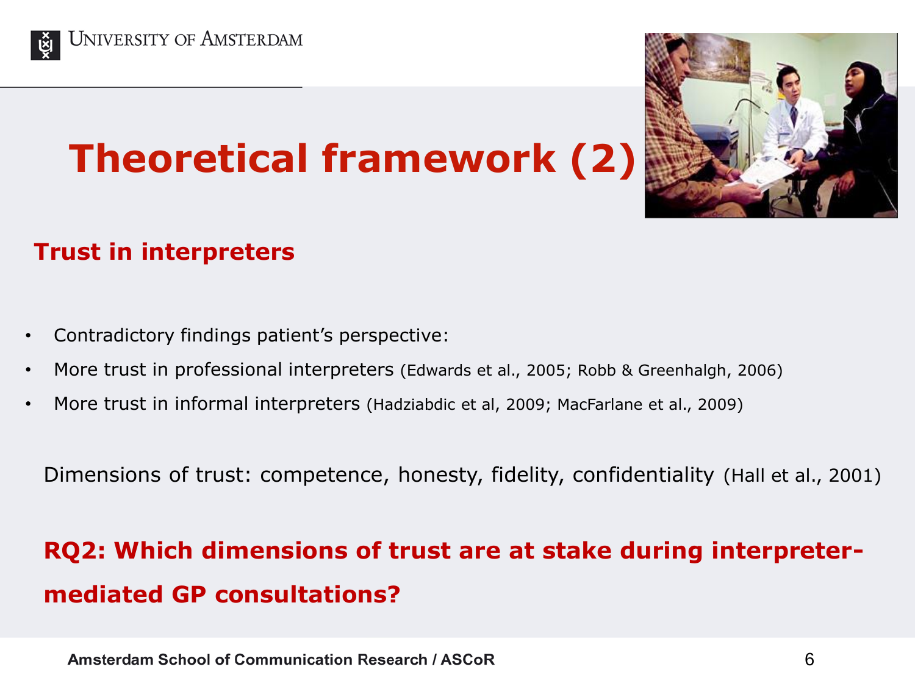# Theoretical framework (2)

## Trust in interpreters

- Contradictory findings patient's perspective:
- More trust in professional interpreters (Edwards et al., 2005; Robb & Greenhalgh, 2006)
- More trust in informal interpreters (Hadziabdic et al, 2009; MacFarlane et al., 2009)

Dimensions of trust: competence, honesty, fidelity, confidentiality (Hall et al., 2001)

**RQ2: Which dimensions of trust are at stake during interpreter-mediated GP consultations?**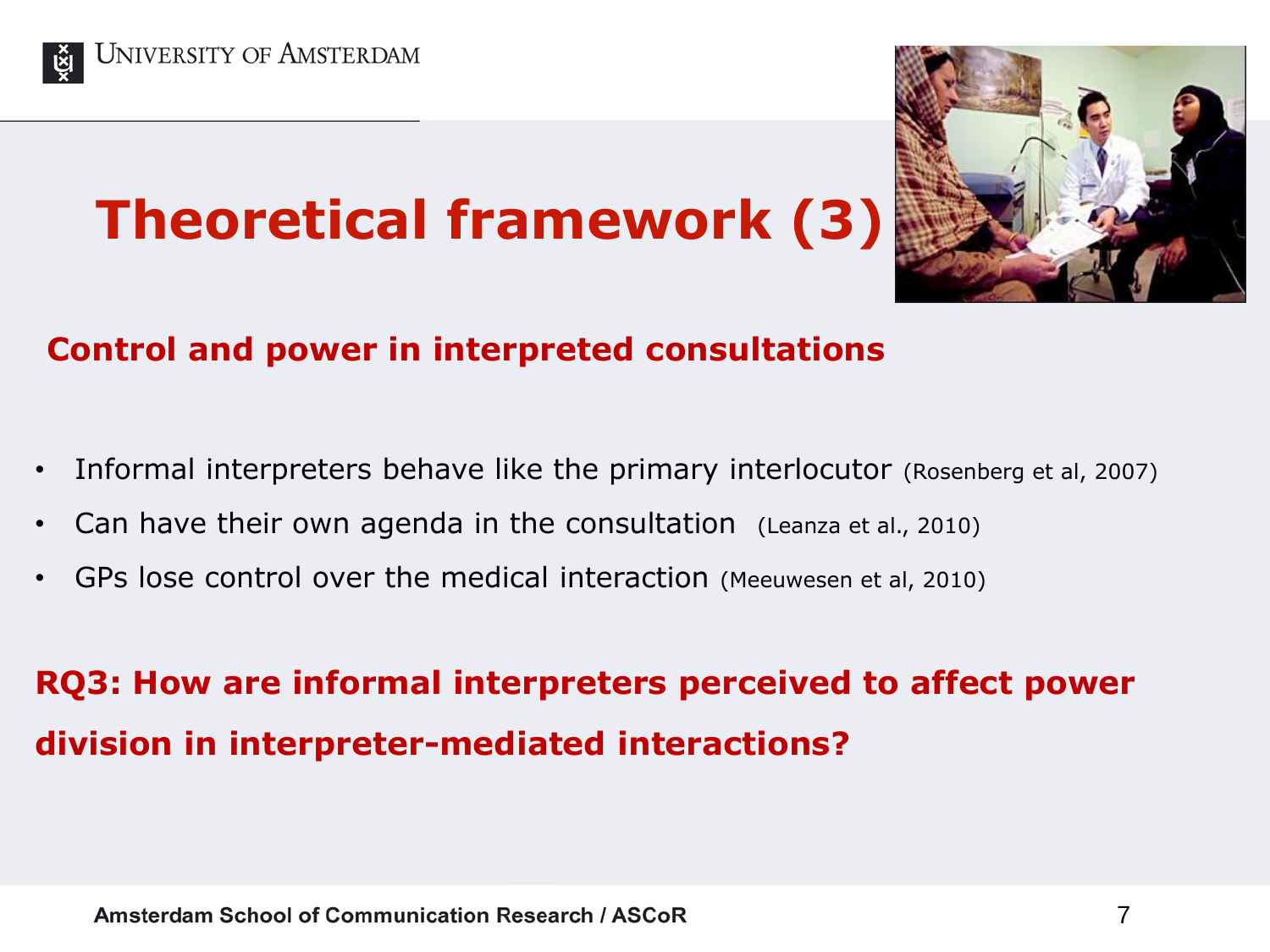# Theoretical framework (3)

## Control and power in interpreted consultations

- Informal interpreters behave like the primary interlocutor (Rosenberg et al, 2007)
- Can have their own agenda in the consultation (Leanza et al., 2010)
- GPs lose control over the medical interaction (Meeuwesen et al, 2010)

**RQ3: How are informal interpreters perceived to affect power division in interpreter-mediated interactions?**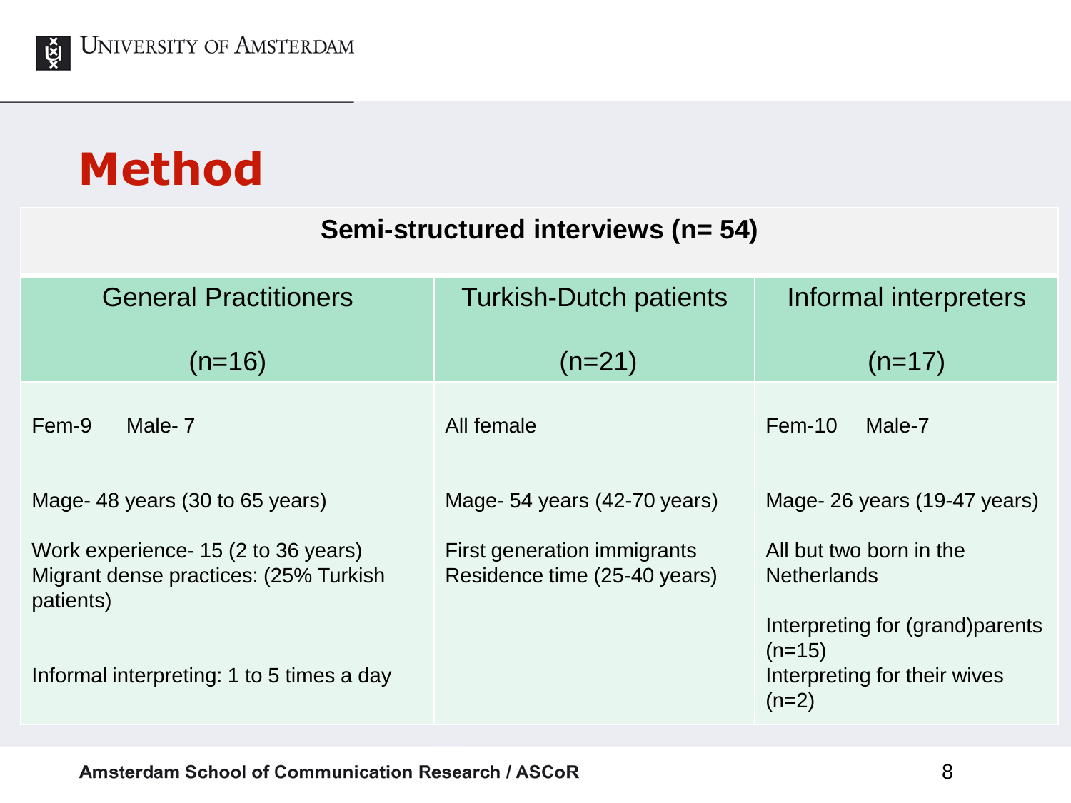# Method

| Semi-structured interviews (n= 54) | | |
|---|---|---|
| General Practitioners (n=16) | Turkish-Dutch patients (n=21) | Informal interpreters (n=17) |
| Fem-9 Male- 7 | All female | Fem-10 Male-7 |
| Mage- 48 years (30 to 65 years) | Mage- 54 years (42-70 years) | Mage- 26 years (19-47 years) |
| Work experience- 15 (2 to 36 years)<br>Migrant dense practices: (25% Turkish patients) | First generation immigrants<br>Residence time (25-40 years) | All but two born in the Netherlands |
| Informal interpreting: 1 to 5 times a day | | Interpreting for (grand)parents (n=15)<br>Interpreting for their wives (n=2) |

Amsterdam School of Communication Research / ASCoR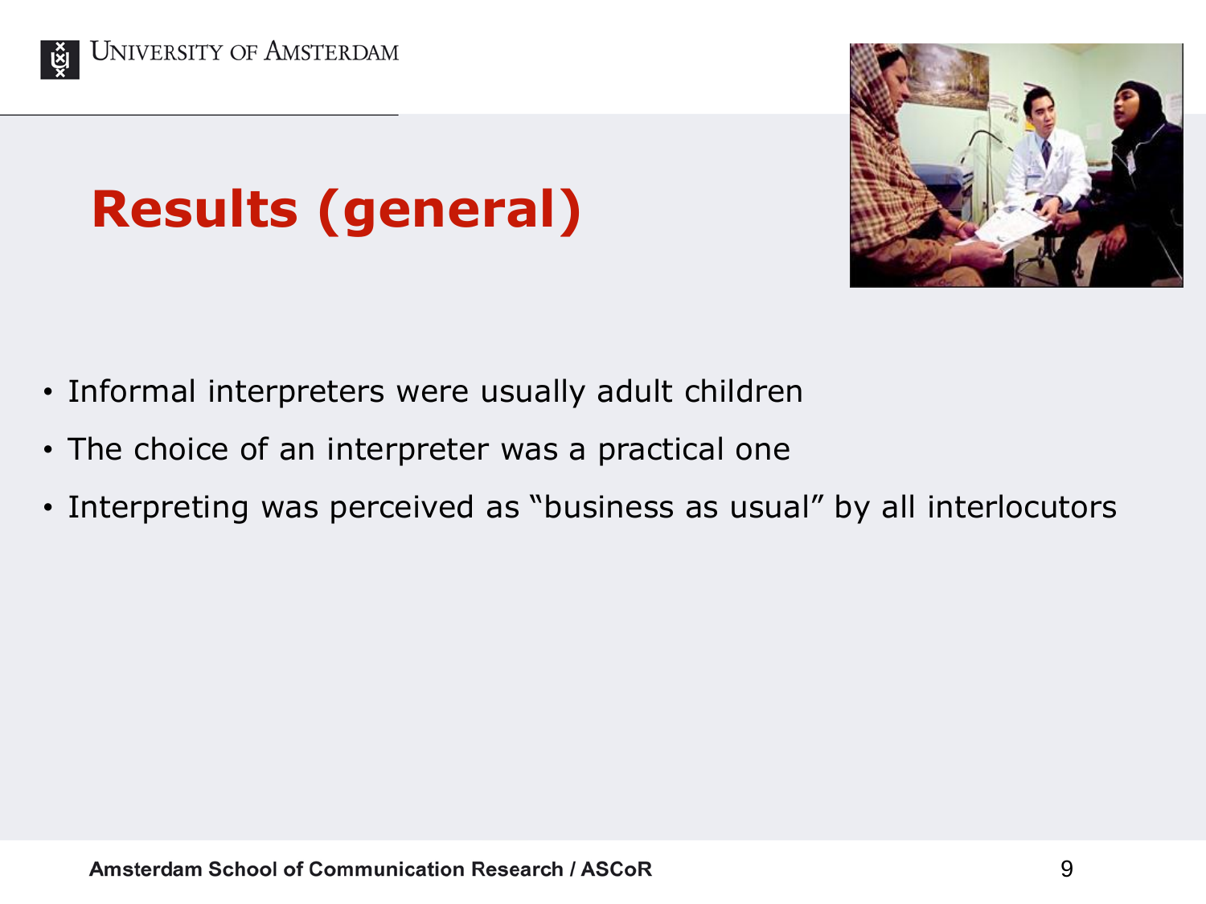# Results (general)

- Informal interpreters were usually adult children
- The choice of an interpreter was a practical one
- Interpreting was perceived as "business as usual" by all interlocutors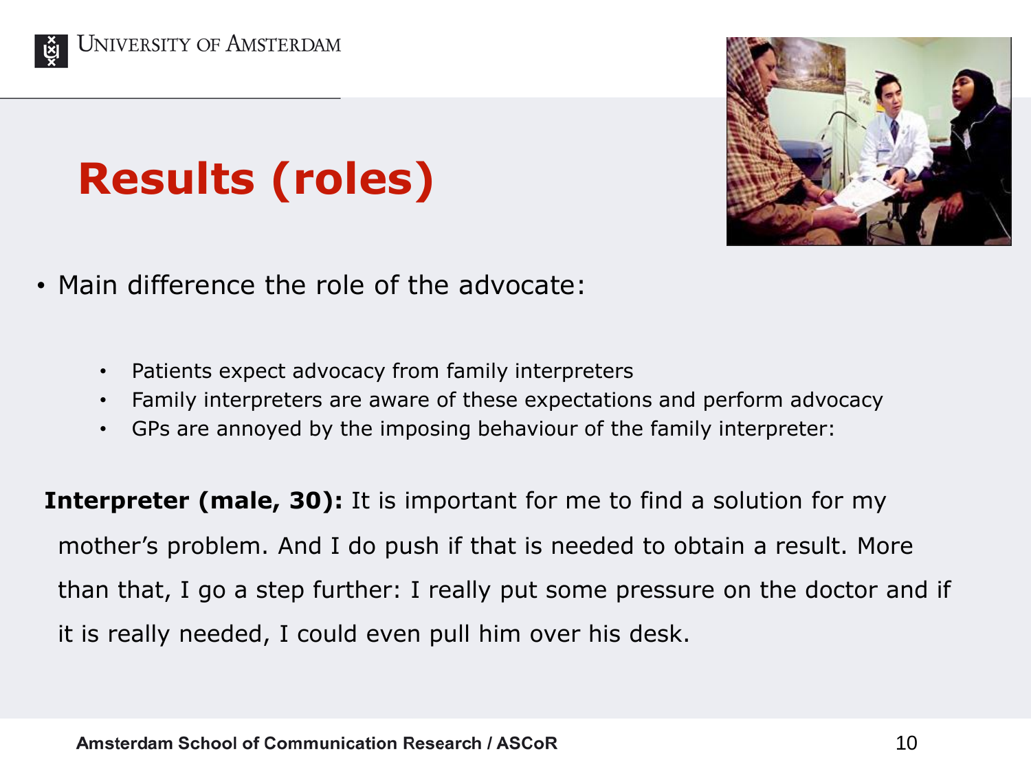# Results (roles)

- Main difference the role of the advocate:
  - Patients expect advocacy from family interpreters
  - Family interpreters are aware of these expectations and perform advocacy
  - GPs are annoyed by the imposing behaviour of the family interpreter:

**Interpreter (male, 30):** It is important for me to find a solution for my mother's problem. And I do push if that is needed to obtain a result. More than that, I go a step further: I really put some pressure on the doctor and if it is really needed, I could even pull him over his desk.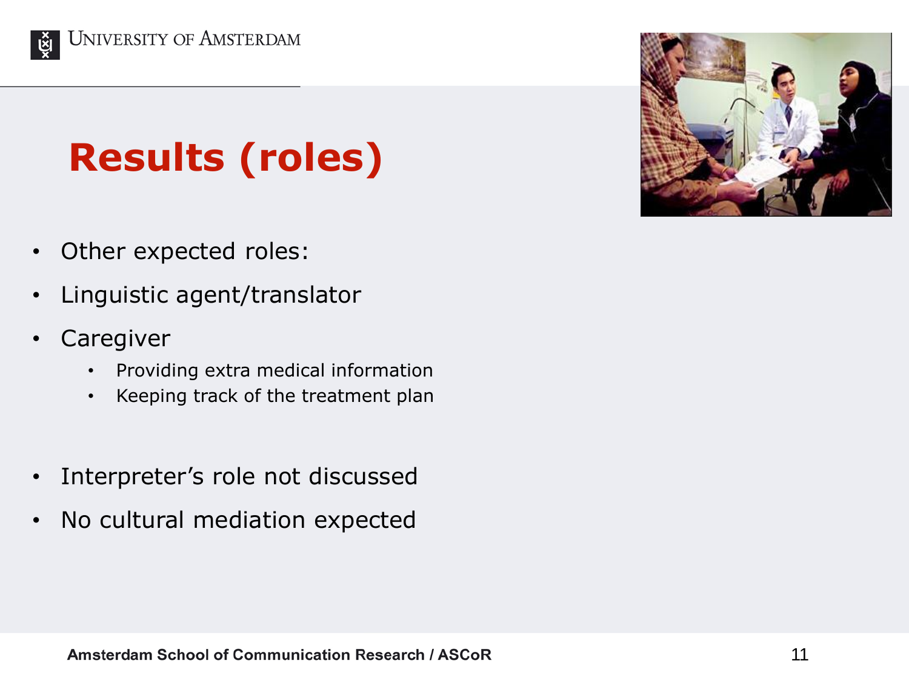# Results (roles)

- Other expected roles:
- Linguistic agent/translator
- Caregiver
  - Providing extra medical information
  - Keeping track of the treatment plan
- Interpreter's role not discussed
- No cultural mediation expected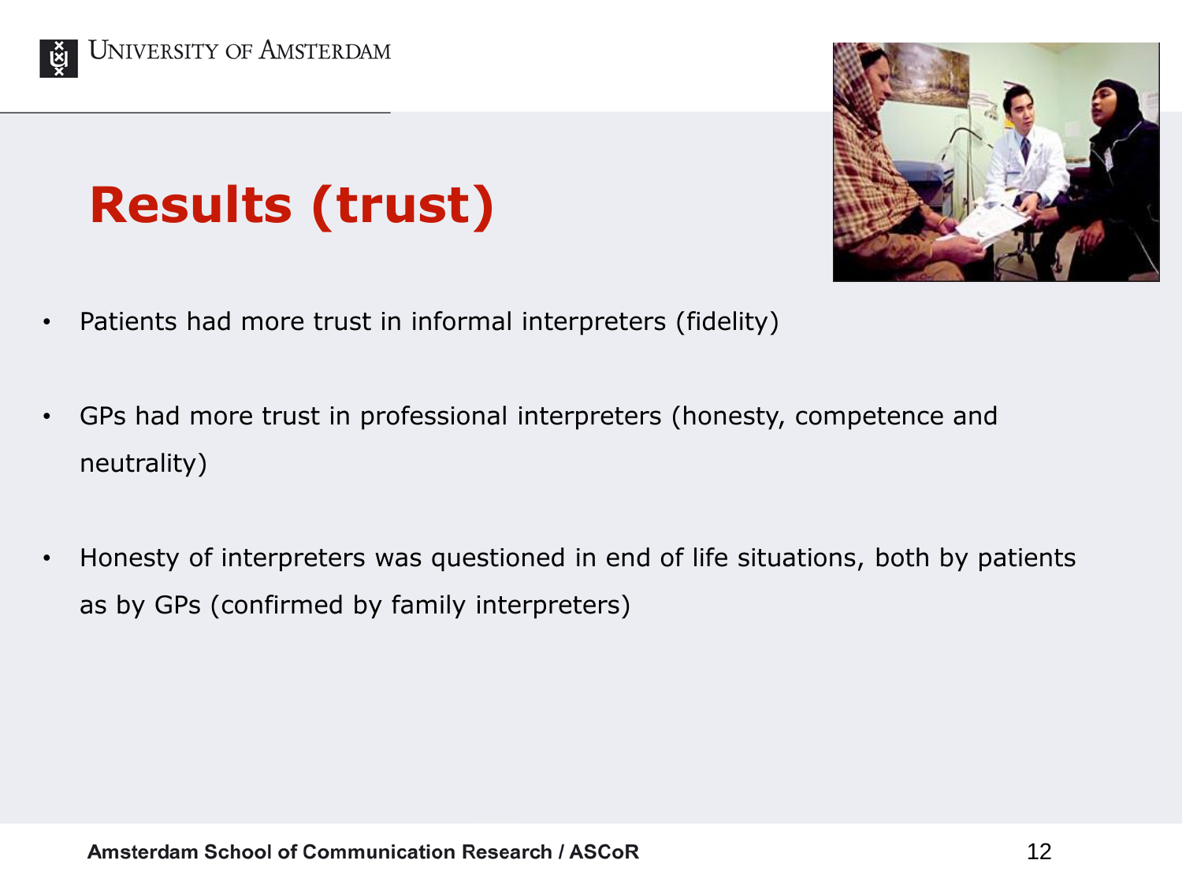# Results (trust)

- Patients had more trust in informal interpreters (fidelity)
- GPs had more trust in professional interpreters (honesty, competence and neutrality)
- Honesty of interpreters was questioned in end of life situations, both by patients as by GPs (confirmed by family interpreters)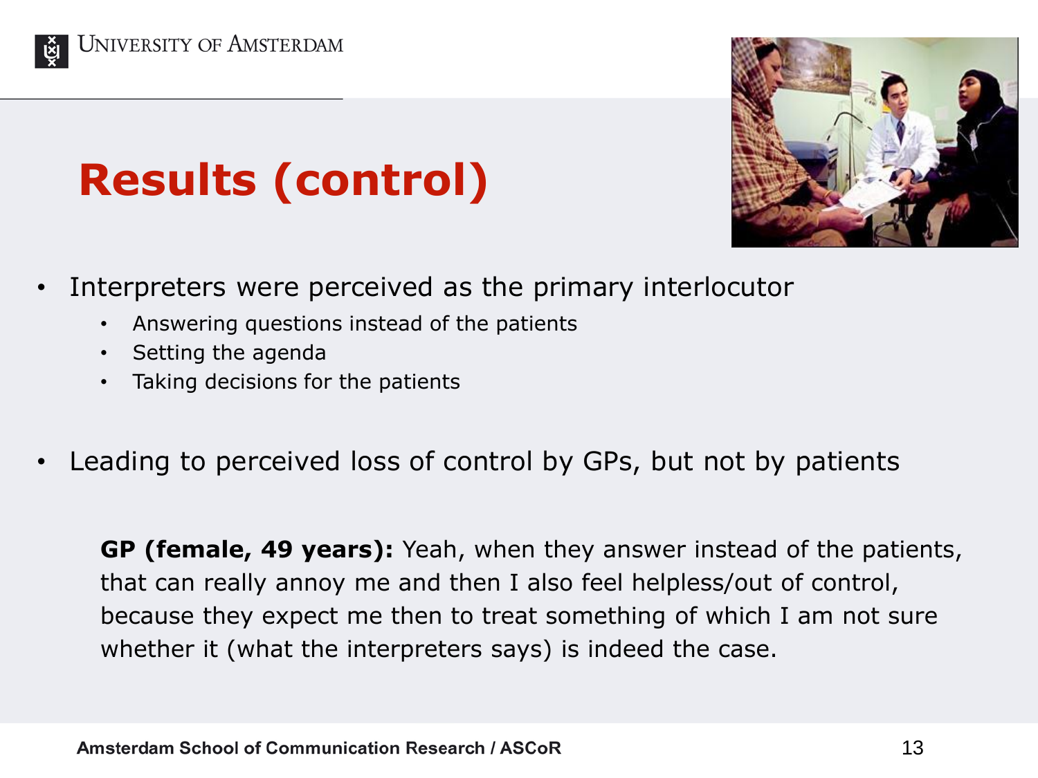# Results (control)

- Interpreters were perceived as the primary interlocutor
  - Answering questions instead of the patients
  - Setting the agenda
  - Taking decisions for the patients
- Leading to perceived loss of control by GPs, but not by patients

**GP (female, 49 years):** Yeah, when they answer instead of the patients, that can really annoy me and then I also feel helpless/out of control, because they expect me then to treat something of which I am not sure whether it (what the interpreters says) is indeed the case.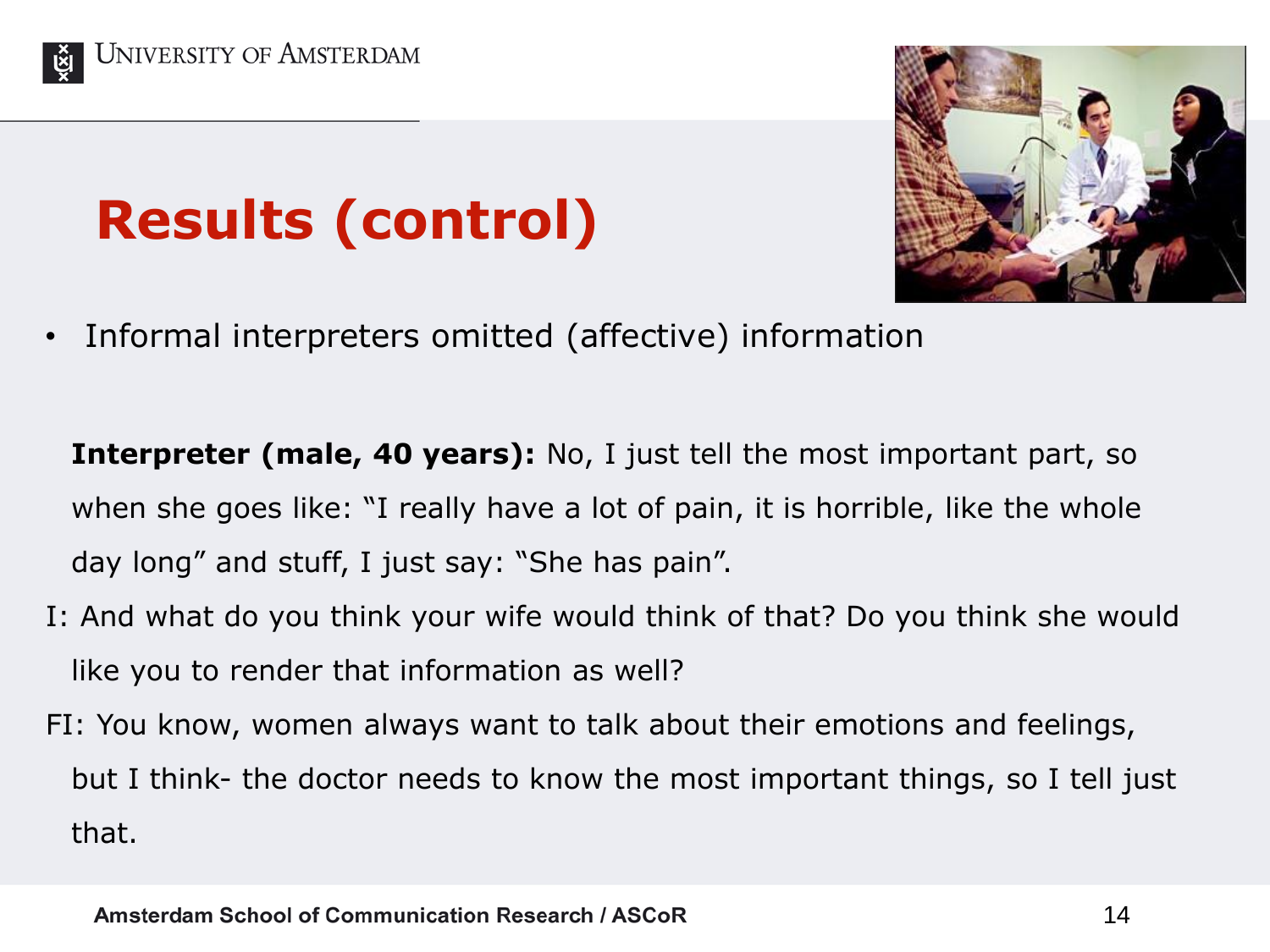# Results (control)

- Informal interpreters omitted (affective) information

**Interpreter (male, 40 years):** No, I just tell the most important part, so when she goes like: "I really have a lot of pain, it is horrible, like the whole day long" and stuff, I just say: "She has pain".

I: And what do you think your wife would think of that? Do you think she would like you to render that information as well?

FI: You know, women always want to talk about their emotions and feelings, but I think- the doctor needs to know the most important things, so I tell just that.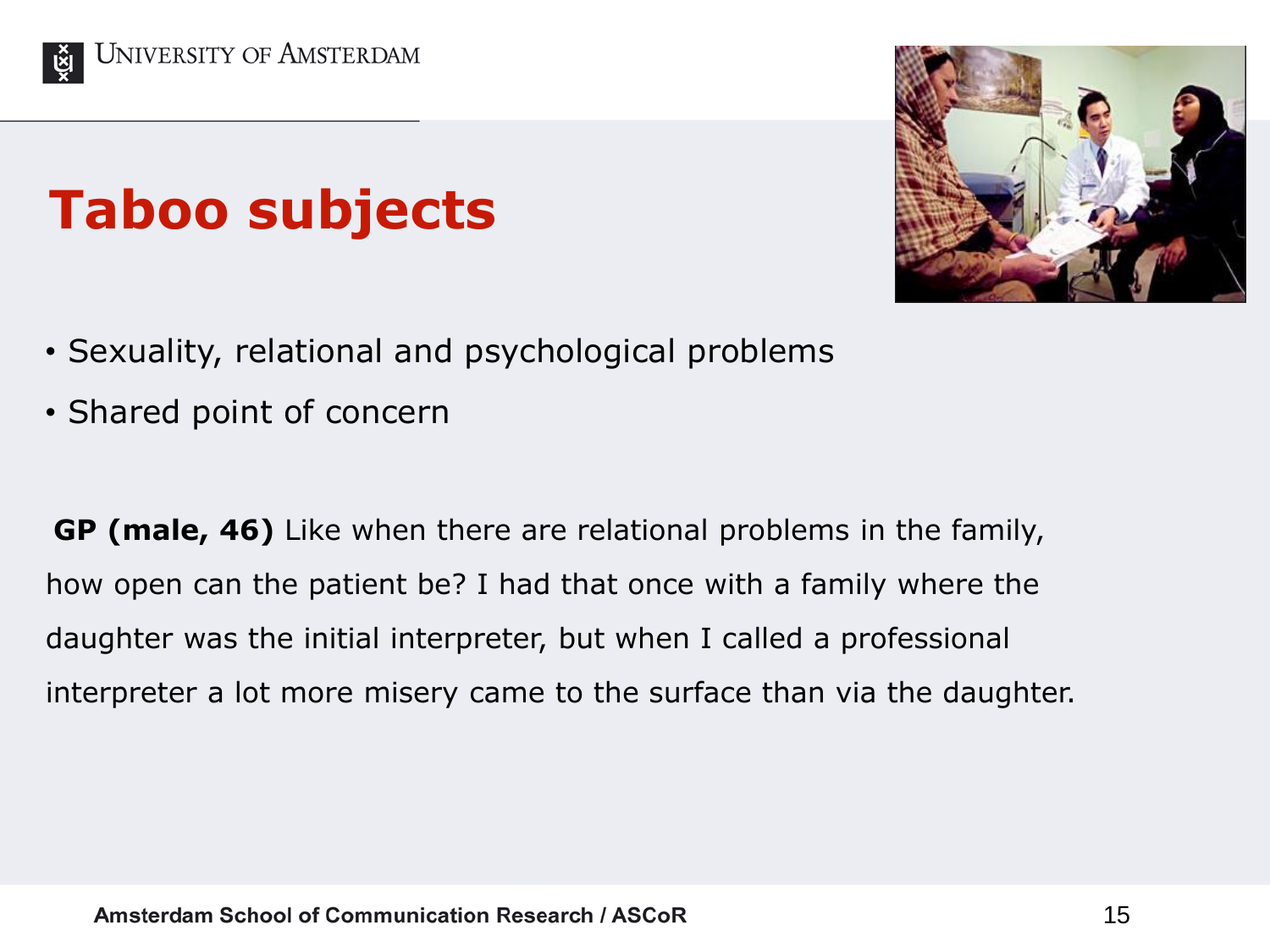# Taboo subjects

- Sexuality, relational and psychological problems
- Shared point of concern

**GP (male, 46)** Like when there are relational problems in the family, how open can the patient be? I had that once with a family where the daughter was the initial interpreter, but when I called a professional interpreter a lot more misery came to the surface than via the daughter.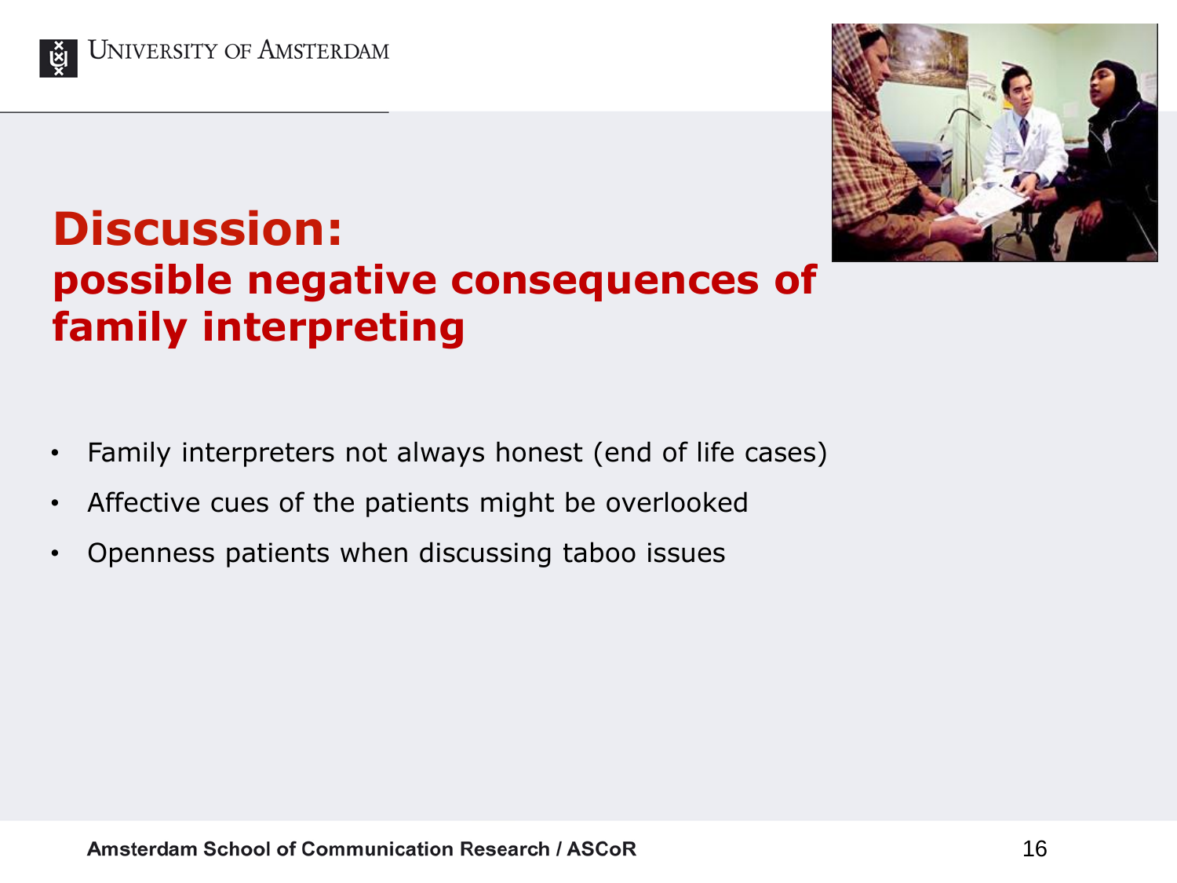# Discussion:
## possible negative consequences of family interpreting

- Family interpreters not always honest (end of life cases)
- Affective cues of the patients might be overlooked
- Openness patients when discussing taboo issues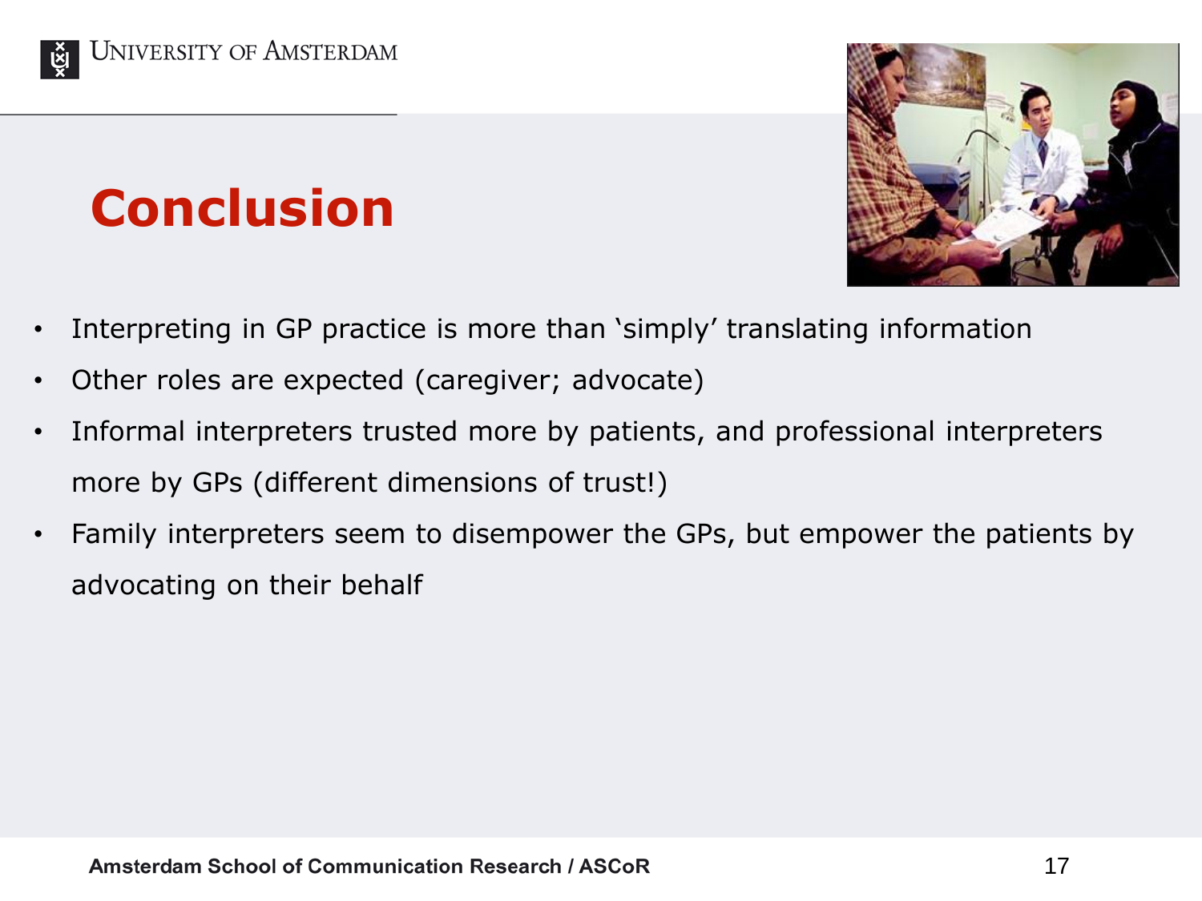# Conclusion

- Interpreting in GP practice is more than 'simply' translating information
- Other roles are expected (caregiver; advocate)
- Informal interpreters trusted more by patients, and professional interpreters more by GPs (different dimensions of trust!)
- Family interpreters seem to disempower the GPs, but empower the patients by advocating on their behalf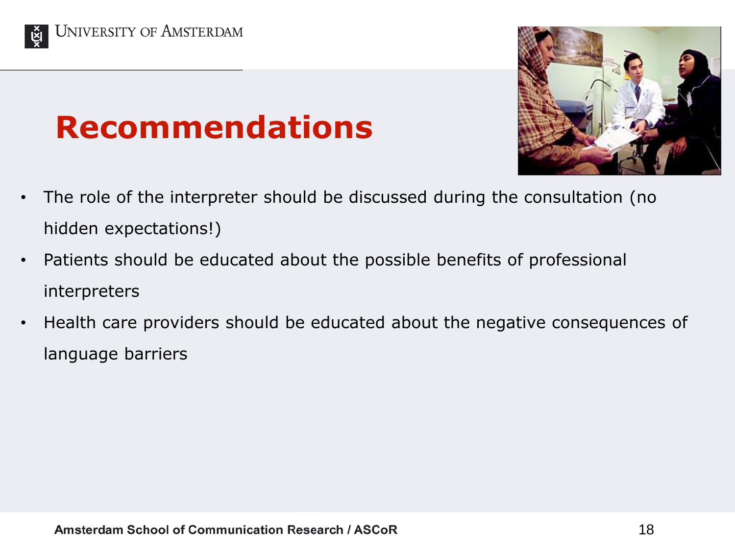# Recommendations

- The role of the interpreter should be discussed during the consultation (no hidden expectations!)
- Patients should be educated about the possible benefits of professional interpreters
- Health care providers should be educated about the negative consequences of language barriers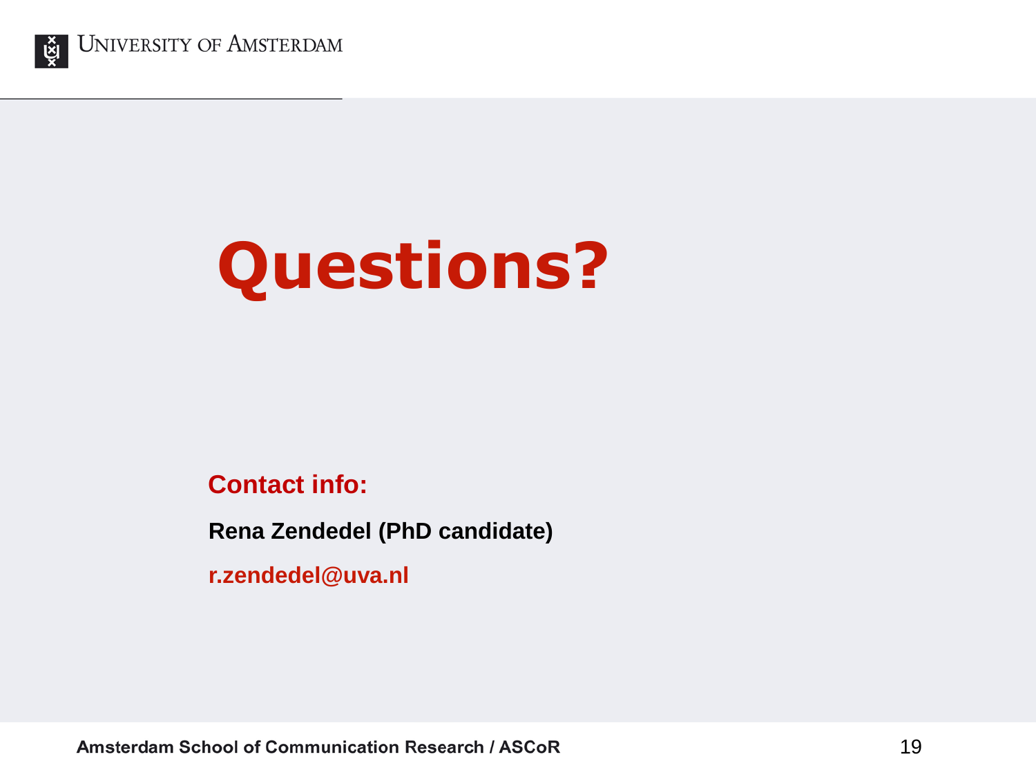# Questions?

**Contact info:**

**Rena Zendedel (PhD candidate)**

**r.zendedel@uva.nl**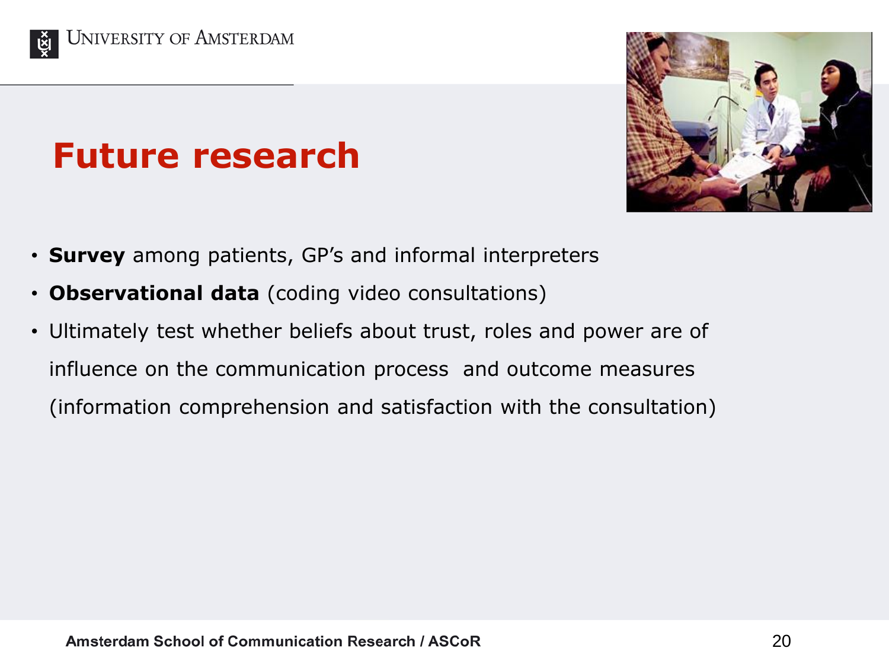# Future research

- **Survey** among patients, GP's and informal interpreters
- **Observational data** (coding video consultations)
- Ultimately test whether beliefs about trust, roles and power are of influence on the communication process and outcome measures (information comprehension and satisfaction with the consultation)